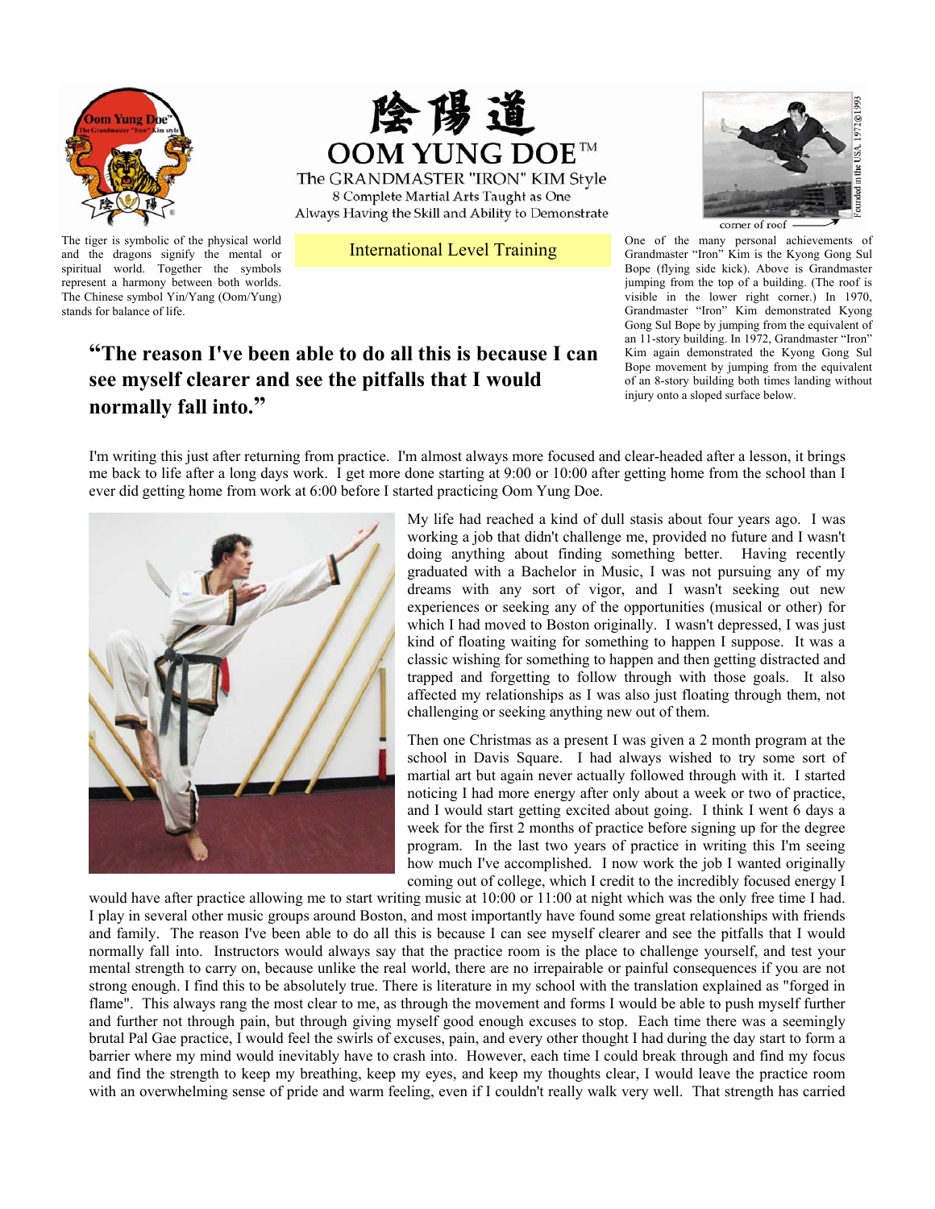# 陰陽道

# OOM YUNG DOE™

The GRANDMASTER "IRON" KIM Style

8 Complete Martial Arts Taught as One

Always Having the Skill and Ability to Demonstrate

International Level Training

The tiger is symbolic of the physical world and the dragons signify the mental or spiritual world. Together the symbols represent a harmony between both worlds. The Chinese symbol Yin/Yang (Oom/Yung) stands for balance of life.

corner of roof

Founded in the USA 1972© 1993

One of the many personal achievements of Grandmaster "Iron" Kim is the Kyong Gong Sul Bope (flying side kick). Above is Grandmaster jumping from the top of a building. (The roof is visible in the lower right corner.) In 1970, Grandmaster "Iron" Kim demonstrated Kyong Gong Sul Bope by jumping from the equivalent of an 11-story building. In 1972, Grandmaster "Iron" Kim again demonstrated the Kyong Gong Sul Bope movement by jumping from the equivalent of an 8-story building both times landing without injury onto a sloped surface below.

## "The reason I've been able to do all this is because I can see myself clearer and see the pitfalls that I would normally fall into."

I'm writing this just after returning from practice. I'm almost always more focused and clear-headed after a lesson, it brings me back to life after a long days work. I get more done starting at 9:00 or 10:00 after getting home from the school than I ever did getting home from work at 6:00 before I started practicing Oom Yung Doe.

My life had reached a kind of dull stasis about four years ago. I was working a job that didn't challenge me, provided no future and I wasn't doing anything about finding something better. Having recently graduated with a Bachelor in Music, I was not pursuing any of my dreams with any sort of vigor, and I wasn't seeking out new experiences or seeking any of the opportunities (musical or other) for which I had moved to Boston originally. I wasn't depressed, I was just kind of floating waiting for something to happen I suppose. It was a classic wishing for something to happen and then getting distracted and trapped and forgetting to follow through with those goals. It also affected my relationships as I was also just floating through them, not challenging or seeking anything new out of them.

Then one Christmas as a present I was given a 2 month program at the school in Davis Square. I had always wished to try some sort of martial art but again never actually followed through with it. I started noticing I had more energy after only about a week or two of practice, and I would start getting excited about going. I think I went 6 days a week for the first 2 months of practice before signing up for the degree program. In the last two years of practice in writing this I'm seeing how much I've accomplished. I now work the job I wanted originally coming out of college, which I credit to the incredibly focused energy I would have after practice allowing me to start writing music at 10:00 or 11:00 at night which was the only free time I had. I play in several other music groups around Boston, and most importantly have found some great relationships with friends and family. The reason I've been able to do all this is because I can see myself clearer and see the pitfalls that I would normally fall into. Instructors would always say that the practice room is the place to challenge yourself, and test your mental strength to carry on, because unlike the real world, there are no irrepairable or painful consequences if you are not strong enough. I find this to be absolutely true. There is literature in my school with the translation explained as "forged in flame". This always rang the most clear to me, as through the movement and forms I would be able to push myself further and further not through pain, but through giving myself good enough excuses to stop. Each time there was a seemingly brutal Pal Gae practice, I would feel the swirls of excuses, pain, and every other thought I had during the day start to form a barrier where my mind would inevitably have to crash into. However, each time I could break through and find my focus and find the strength to keep my breathing, keep my eyes, and keep my thoughts clear, I would leave the practice room with an overwhelming sense of pride and warm feeling, even if I couldn't really walk very well. That strength has carried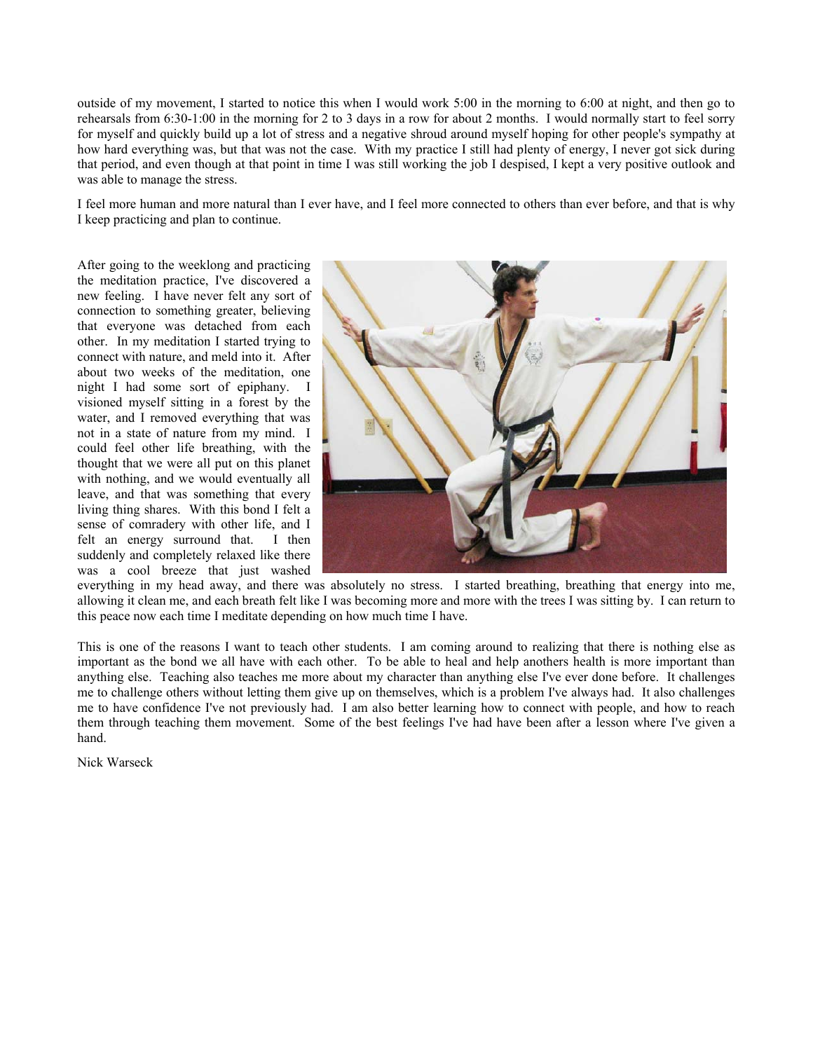outside of my movement, I started to notice this when I would work 5:00 in the morning to 6:00 at night, and then go to rehearsals from 6:30-1:00 in the morning for 2 to 3 days in a row for about 2 months. I would normally start to feel sorry for myself and quickly build up a lot of stress and a negative shroud around myself hoping for other people's sympathy at how hard everything was, but that was not the case. With my practice I still had plenty of energy, I never got sick during that period, and even though at that point in time I was still working the job I despised, I kept a very positive outlook and was able to manage the stress.

I feel more human and more natural than I ever have, and I feel more connected to others than ever before, and that is why I keep practicing and plan to continue.

After going to the weeklong and practicing the meditation practice, I've discovered a new feeling. I have never felt any sort of connection to something greater, believing that everyone was detached from each other. In my meditation I started trying to connect with nature, and meld into it. After about two weeks of the meditation, one night I had some sort of epiphany. I visioned myself sitting in a forest by the water, and I removed everything that was not in a state of nature from my mind. I could feel other life breathing, with the thought that we were all put on this planet with nothing, and we would eventually all leave, and that was something that every living thing shares. With this bond I felt a sense of comradery with other life, and I felt an energy surround that. I then suddenly and completely relaxed like there was a cool breeze that just washed everything in my head away, and there was absolutely no stress. I started breathing, breathing that energy into me, allowing it clean me, and each breath felt like I was becoming more and more with the trees I was sitting by. I can return to this peace now each time I meditate depending on how much time I have.

This is one of the reasons I want to teach other students. I am coming around to realizing that there is nothing else as important as the bond we all have with each other. To be able to heal and help anothers health is more important than anything else. Teaching also teaches me more about my character than anything else I've ever done before. It challenges me to challenge others without letting them give up on themselves, which is a problem I've always had. It also challenges me to have confidence I've not previously had. I am also better learning how to connect with people, and how to reach them through teaching them movement. Some of the best feelings I've had have been after a lesson where I've given a hand.

Nick Warseck